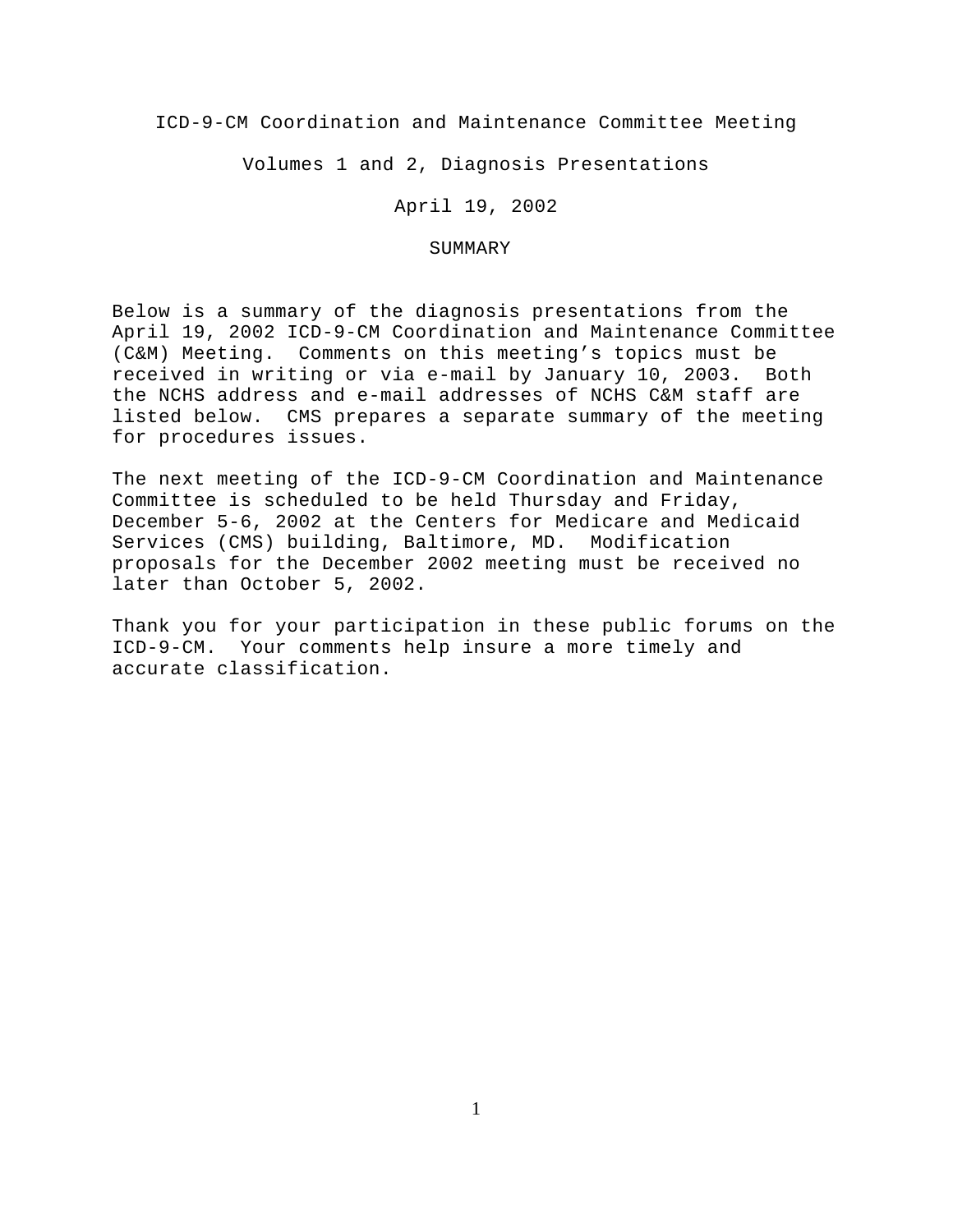# ICD-9-CM Coordination and Maintenance Committee Meeting

## Volumes 1 and 2, Diagnosis Presentations

### April 19, 2002

### SUMMARY

Below is a summary of the diagnosis presentations from the April 19, 2002 ICD-9-CM Coordination and Maintenance Committee (C&M) Meeting. Comments on this meeting's topics must be received in writing or via e-mail by January 10, 2003. Both the NCHS address and e-mail addresses of NCHS C&M staff are listed below. CMS prepares a separate summary of the meeting for procedures issues.

The next meeting of the ICD-9-CM Coordination and Maintenance Committee is scheduled to be held Thursday and Friday, December 5-6, 2002 at the Centers for Medicare and Medicaid Services (CMS) building, Baltimore, MD. Modification proposals for the December 2002 meeting must be received no later than October 5, 2002.

Thank you for your participation in these public forums on the ICD-9-CM. Your comments help insure a more timely and accurate classification.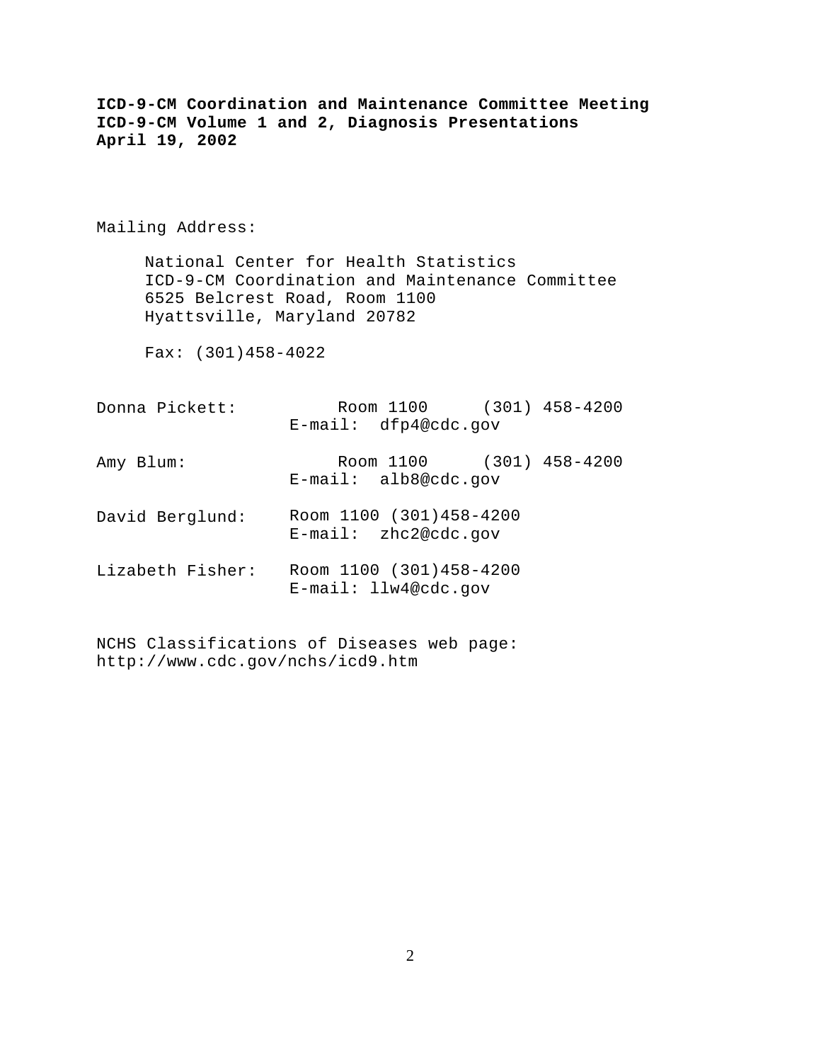**ICD-9-CM Coordination and Maintenance Committee Meeting**
**ICD-9-CM Volume 1 and 2, Diagnosis Presentations**
**April 19, 2002**

Mailing Address:

National Center for Health Statistics
ICD-9-CM Coordination and Maintenance Committee
6525 Belcrest Road, Room 1100
Hyattsville, Maryland 20782

Fax: (301)458-4022

Donna Pickett: Room 1100 (301) 458-4200
E-mail: dfp4@cdc.gov

Amy Blum: Room 1100 (301) 458-4200
E-mail: alb8@cdc.gov

David Berglund: Room 1100 (301)458-4200
E-mail: zhc2@cdc.gov

Lizabeth Fisher: Room 1100 (301)458-4200
E-mail: llw4@cdc.gov

NCHS Classifications of Diseases web page:
http://www.cdc.gov/nchs/icd9.htm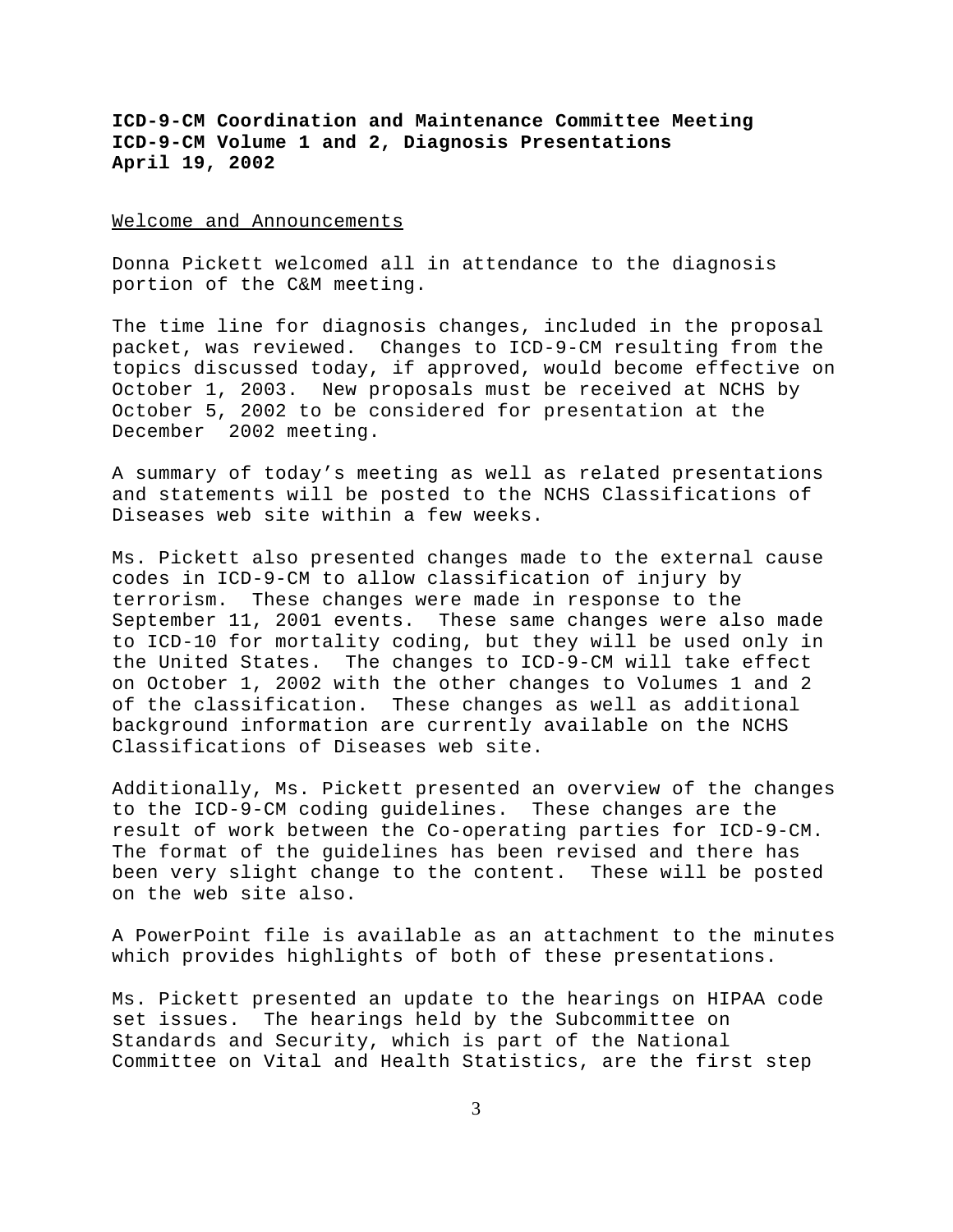**ICD-9-CM Coordination and Maintenance Committee Meeting**
**ICD-9-CM Volume 1 and 2, Diagnosis Presentations**
**April 19, 2002**

<u>Welcome and Announcements</u>

Donna Pickett welcomed all in attendance to the diagnosis portion of the C&M meeting.

The time line for diagnosis changes, included in the proposal packet, was reviewed. Changes to ICD-9-CM resulting from the topics discussed today, if approved, would become effective on October 1, 2003. New proposals must be received at NCHS by October 5, 2002 to be considered for presentation at the December 2002 meeting.

A summary of today's meeting as well as related presentations and statements will be posted to the NCHS Classifications of Diseases web site within a few weeks.

Ms. Pickett also presented changes made to the external cause codes in ICD-9-CM to allow classification of injury by terrorism. These changes were made in response to the September 11, 2001 events. These same changes were also made to ICD-10 for mortality coding, but they will be used only in the United States. The changes to ICD-9-CM will take effect on October 1, 2002 with the other changes to Volumes 1 and 2 of the classification. These changes as well as additional background information are currently available on the NCHS Classifications of Diseases web site.

Additionally, Ms. Pickett presented an overview of the changes to the ICD-9-CM coding guidelines. These changes are the result of work between the Co-operating parties for ICD-9-CM. The format of the guidelines has been revised and there has been very slight change to the content. These will be posted on the web site also.

A PowerPoint file is available as an attachment to the minutes which provides highlights of both of these presentations.

Ms. Pickett presented an update to the hearings on HIPAA code set issues. The hearings held by the Subcommittee on Standards and Security, which is part of the National Committee on Vital and Health Statistics, are the first step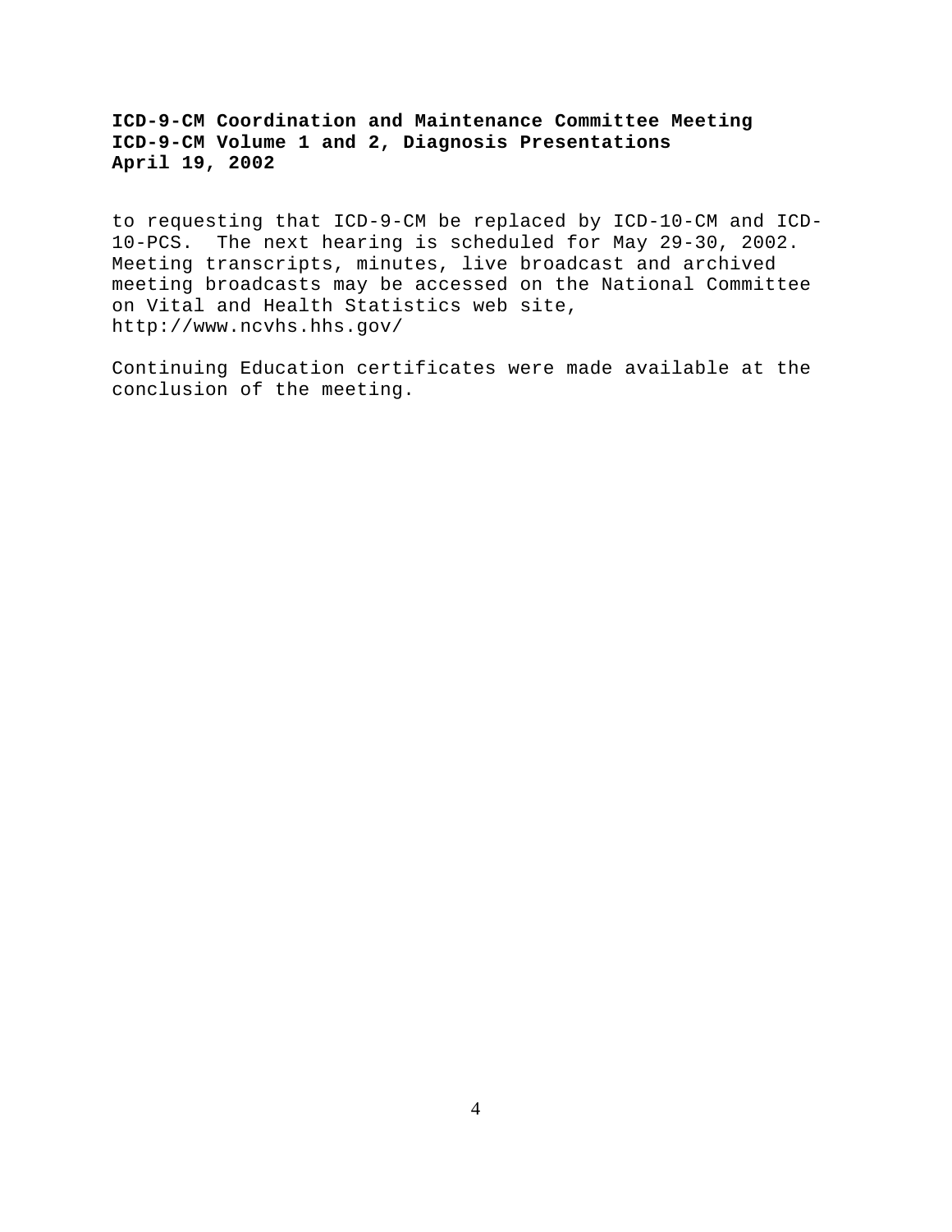to requesting that ICD-9-CM be replaced by ICD-10-CM and ICD-10-PCS. The next hearing is scheduled for May 29-30, 2002. Meeting transcripts, minutes, live broadcast and archived meeting broadcasts may be accessed on the National Committee on Vital and Health Statistics web site, http://www.ncvhs.hhs.gov/

Continuing Education certificates were made available at the conclusion of the meeting.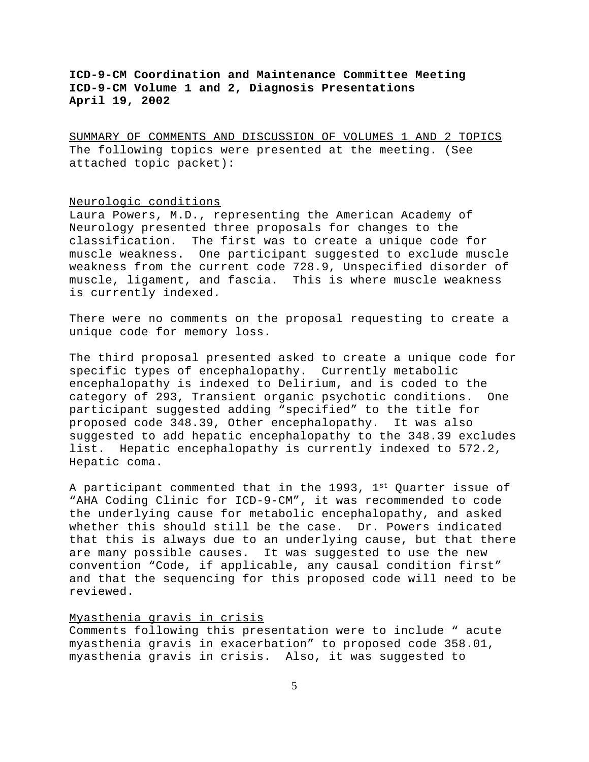**ICD-9-CM Coordination and Maintenance Committee Meeting**
**ICD-9-CM Volume 1 and 2, Diagnosis Presentations**
**April 19, 2002**

SUMMARY OF COMMENTS AND DISCUSSION OF VOLUMES 1 AND 2 TOPICS
The following topics were presented at the meeting. (See attached topic packet):

Neurologic conditions
Laura Powers, M.D., representing the American Academy of Neurology presented three proposals for changes to the classification. The first was to create a unique code for muscle weakness. One participant suggested to exclude muscle weakness from the current code 728.9, Unspecified disorder of muscle, ligament, and fascia. This is where muscle weakness is currently indexed.

There were no comments on the proposal requesting to create a unique code for memory loss.

The third proposal presented asked to create a unique code for specific types of encephalopathy. Currently metabolic encephalopathy is indexed to Delirium, and is coded to the category of 293, Transient organic psychotic conditions. One participant suggested adding "specified" to the title for proposed code 348.39, Other encephalopathy. It was also suggested to add hepatic encephalopathy to the 348.39 excludes list. Hepatic encephalopathy is currently indexed to 572.2, Hepatic coma.

A participant commented that in the 1993, 1st Quarter issue of "AHA Coding Clinic for ICD-9-CM", it was recommended to code the underlying cause for metabolic encephalopathy, and asked whether this should still be the case. Dr. Powers indicated that this is always due to an underlying cause, but that there are many possible causes. It was suggested to use the new convention "Code, if applicable, any causal condition first" and that the sequencing for this proposed code will need to be reviewed.

Myasthenia gravis in crisis
Comments following this presentation were to include " acute myasthenia gravis in exacerbation" to proposed code 358.01, myasthenia gravis in crisis. Also, it was suggested to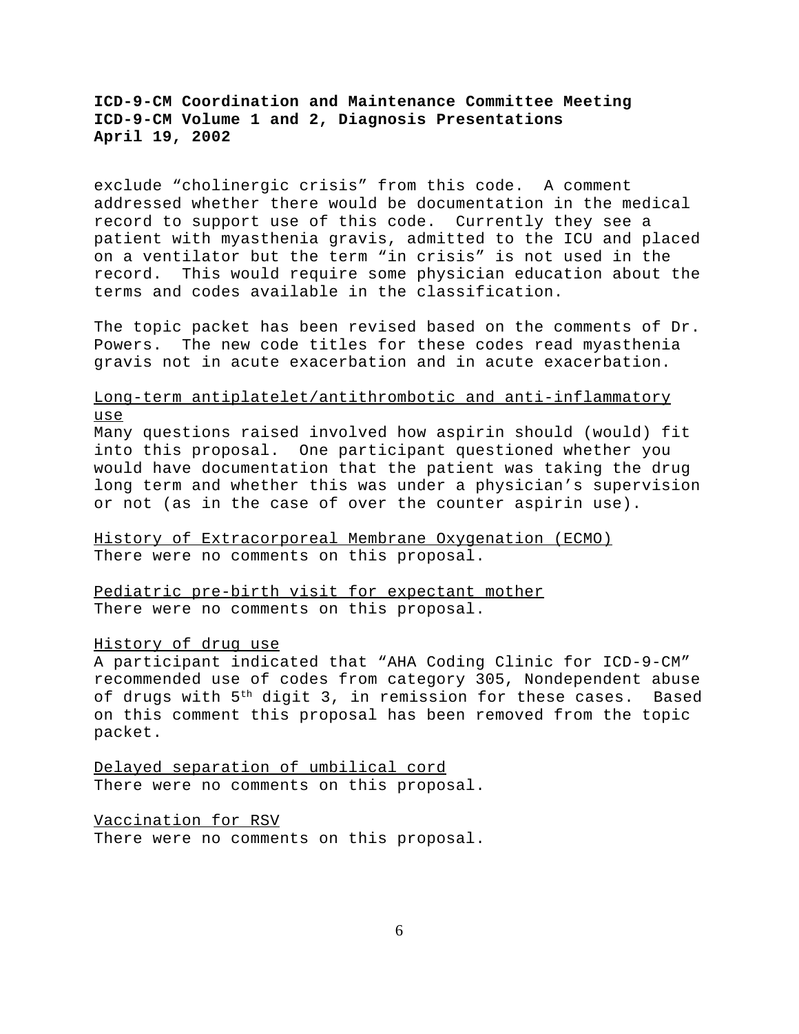exclude “cholinergic crisis” from this code. A comment addressed whether there would be documentation in the medical record to support use of this code. Currently they see a patient with myasthenia gravis, admitted to the ICU and placed on a ventilator but the term “in crisis” is not used in the record. This would require some physician education about the terms and codes available in the classification.

The topic packet has been revised based on the comments of Dr. Powers. The new code titles for these codes read myasthenia gravis not in acute exacerbation and in acute exacerbation.

<u>Long-term antiplatelet/antithrombotic and anti-inflammatory use</u>

Many questions raised involved how aspirin should (would) fit into this proposal. One participant questioned whether you would have documentation that the patient was taking the drug long term and whether this was under a physician’s supervision or not (as in the case of over the counter aspirin use).

<u>History of Extracorporeal Membrane Oxygenation (ECMO)</u>

There were no comments on this proposal.

<u>Pediatric pre-birth visit for expectant mother</u>

There were no comments on this proposal.

<u>History of drug use</u>

A participant indicated that “AHA Coding Clinic for ICD-9-CM” recommended use of codes from category 305, Nondependent abuse of drugs with 5th digit 3, in remission for these cases. Based on this comment this proposal has been removed from the topic packet.

<u>Delayed separation of umbilical cord</u>

There were no comments on this proposal.

<u>Vaccination for RSV</u>

There were no comments on this proposal.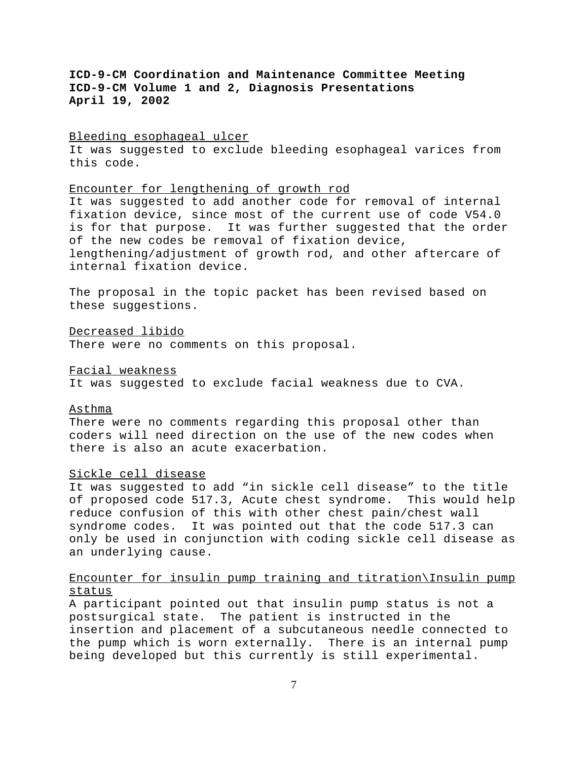**ICD-9-CM Coordination and Maintenance Committee Meeting**
**ICD-9-CM Volume 1 and 2, Diagnosis Presentations**
**April 19, 2002**

<u>Bleeding esophageal ulcer</u>
It was suggested to exclude bleeding esophageal varices from this code.

<u>Encounter for lengthening of growth rod</u>
It was suggested to add another code for removal of internal fixation device, since most of the current use of code V54.0 is for that purpose. It was further suggested that the order of the new codes be removal of fixation device, lengthening/adjustment of growth rod, and other aftercare of internal fixation device.

The proposal in the topic packet has been revised based on these suggestions.

<u>Decreased libido</u>
There were no comments on this proposal.

<u>Facial weakness</u>
It was suggested to exclude facial weakness due to CVA.

<u>Asthma</u>
There were no comments regarding this proposal other than coders will need direction on the use of the new codes when there is also an acute exacerbation.

<u>Sickle cell disease</u>
It was suggested to add "in sickle cell disease" to the title of proposed code 517.3, Acute chest syndrome. This would help reduce confusion of this with other chest pain/chest wall syndrome codes. It was pointed out that the code 517.3 can only be used in conjunction with coding sickle cell disease as an underlying cause.

<u>Encounter for insulin pump training and titration\Insulin pump status</u>
A participant pointed out that insulin pump status is not a postsurgical state. The patient is instructed in the insertion and placement of a subcutaneous needle connected to the pump which is worn externally. There is an internal pump being developed but this currently is still experimental.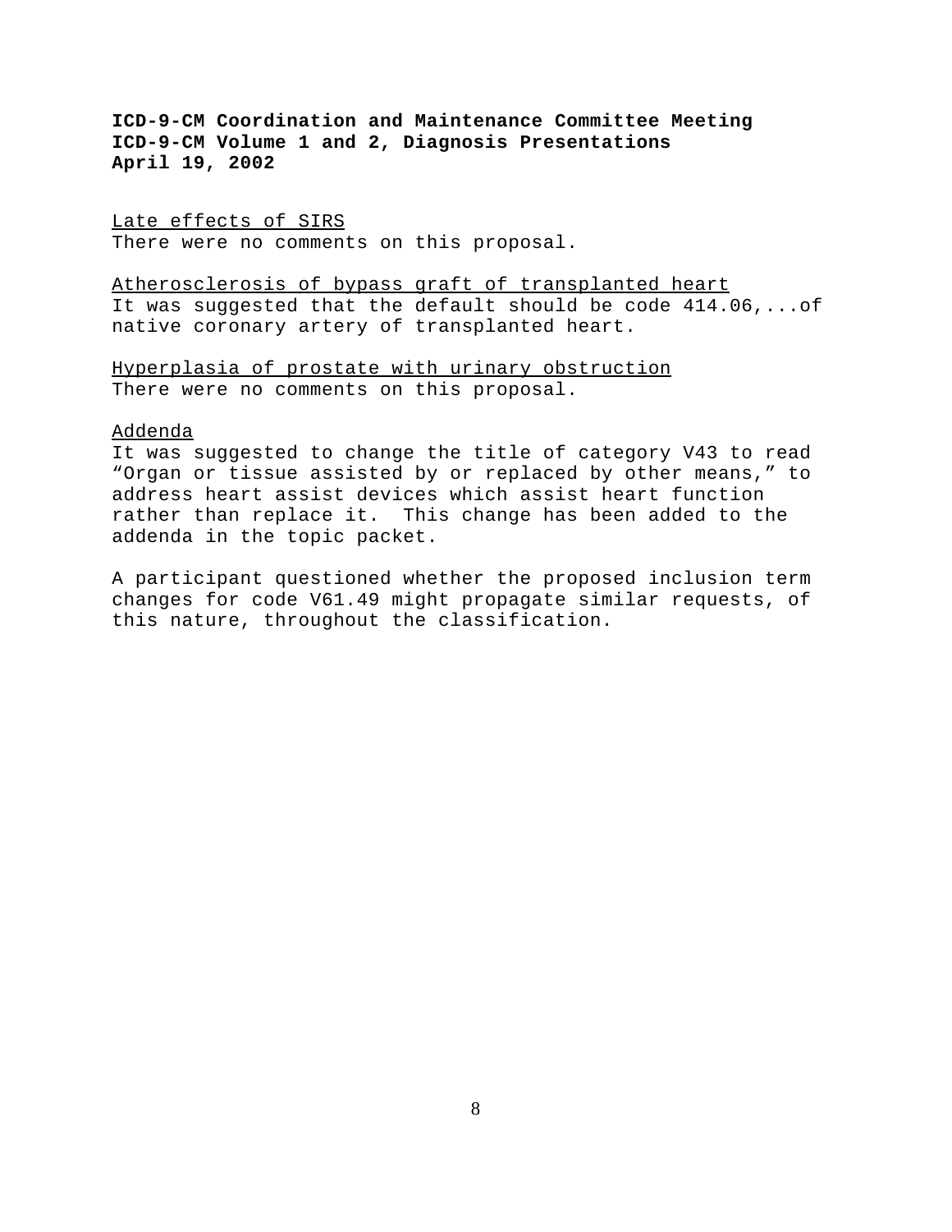**ICD-9-CM Coordination and Maintenance Committee Meeting**
**ICD-9-CM Volume 1 and 2, Diagnosis Presentations**
**April 19, 2002**

<u>Late effects of SIRS</u>
There were no comments on this proposal.

<u>Atherosclerosis of bypass graft of transplanted heart</u>
It was suggested that the default should be code 414.06,...of native coronary artery of transplanted heart.

<u>Hyperplasia of prostate with urinary obstruction</u>
There were no comments on this proposal.

<u>Addenda</u>
It was suggested to change the title of category V43 to read "Organ or tissue assisted by or replaced by other means," to address heart assist devices which assist heart function rather than replace it. This change has been added to the addenda in the topic packet.

A participant questioned whether the proposed inclusion term changes for code V61.49 might propagate similar requests, of this nature, throughout the classification.